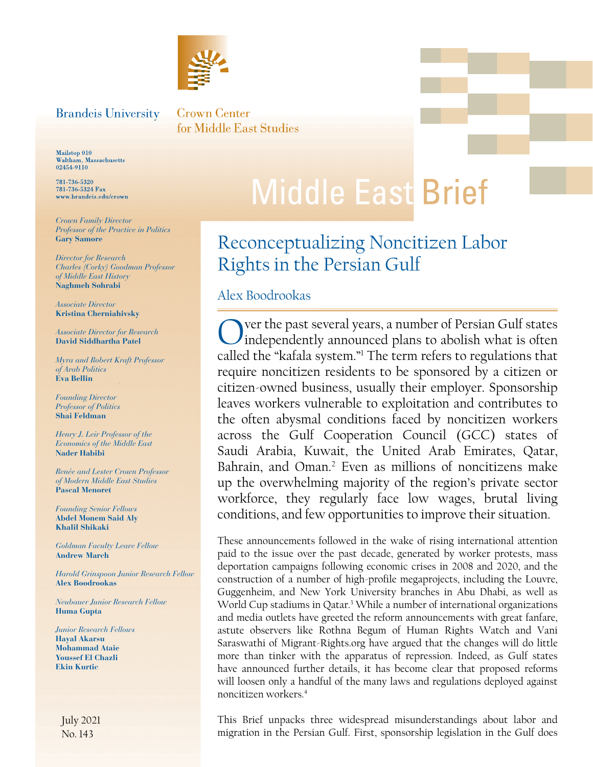Brandeis University

Crown Center for Middle East Studies

Mailstop 010
Waltham, Massachusetts
02454-9110

781-736-5320
781-736-5324 Fax
www.brandeis.edu/crown

*Crown Family Director*
*Professor of the Practice in Politics*
**Gary Samore**

*Director for Research*
*Charles (Corky) Goodman Professor of Middle East History*
**Naghmeh Sohrabi**

*Associate Director*
**Kristina Cherniahivsky**

*Associate Director for Research*
**David Siddhartha Patel**

*Myra and Robert Kraft Professor of Arab Politics*
**Eva Bellin**

*Founding Director*
*Professor of Politics*
**Shai Feldman**

*Henry J. Leir Professor of the Economics of the Middle East*
**Nader Habibi**

*Renée and Lester Crown Professor of Modern Middle East Studies*
**Pascal Menoret**

*Founding Senior Fellows*
**Abdel Monem Said Aly**
**Khalil Shikaki**

*Goldman Faculty Leave Fellow*
**Andrew March**

*Harold Grinspoon Junior Research Fellow*
**Alex Boodrookas**

*Neubauer Junior Research Fellow*
**Huma Gupta**

*Junior Research Fellows*
**Hayal Akarsu**
**Mohammad Ataie**
**Youssef El Chazli**
**Ekin Kurtic**

July 2021
No. 143

# Middle East Brief

## Reconceptualizing Noncitizen Labor Rights in the Persian Gulf

Alex Boodrookas

Over the past several years, a number of Persian Gulf states independently announced plans to abolish what is often called the "kafala system."[1] The term refers to regulations that require noncitizen residents to be sponsored by a citizen or citizen-owned business, usually their employer. Sponsorship leaves workers vulnerable to exploitation and contributes to the often abysmal conditions faced by noncitizen workers across the Gulf Cooperation Council (GCC) states of Saudi Arabia, Kuwait, the United Arab Emirates, Qatar, Bahrain, and Oman.[2] Even as millions of noncitizens make up the overwhelming majority of the region's private sector workforce, they regularly face low wages, brutal living conditions, and few opportunities to improve their situation.

These announcements followed in the wake of rising international attention paid to the issue over the past decade, generated by worker protests, mass deportation campaigns following economic crises in 2008 and 2020, and the construction of a number of high-profile megaprojects, including the Louvre, Guggenheim, and New York University branches in Abu Dhabi, as well as World Cup stadiums in Qatar.[3] While a number of international organizations and media outlets have greeted the reform announcements with great fanfare, astute observers like Rothna Begum of Human Rights Watch and Vani Saraswathi of Migrant-Rights.org have argued that the changes will do little more than tinker with the apparatus of repression. Indeed, as Gulf states have announced further details, it has become clear that proposed reforms will loosen only a handful of the many laws and regulations deployed against noncitizen workers.[4]

This Brief unpacks three widespread misunderstandings about labor and migration in the Persian Gulf. First, sponsorship legislation in the Gulf does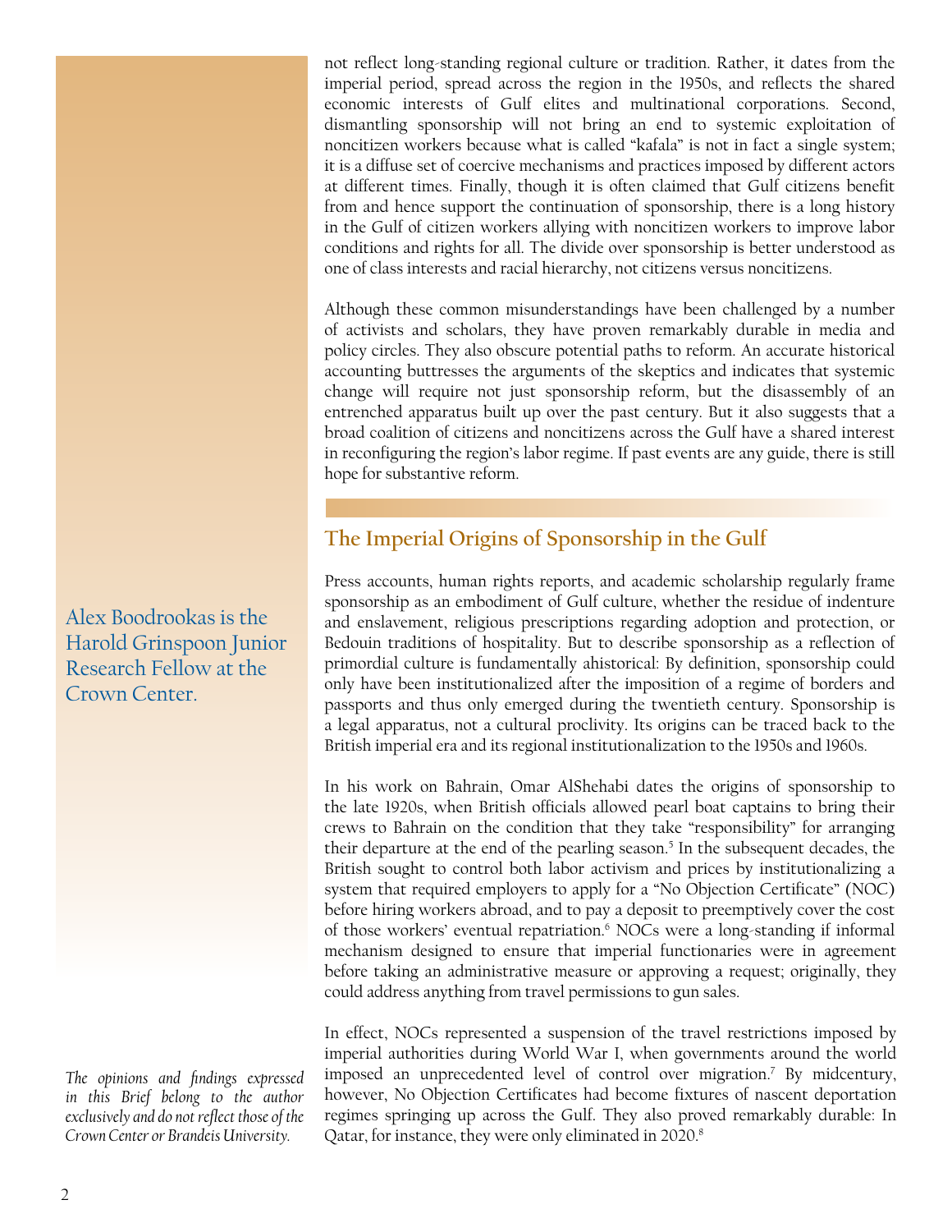not reflect long-standing regional culture or tradition. Rather, it dates from the imperial period, spread across the region in the 1950s, and reflects the shared economic interests of Gulf elites and multinational corporations. Second, dismantling sponsorship will not bring an end to systemic exploitation of noncitizen workers because what is called "kafala" is not in fact a single system; it is a diffuse set of coercive mechanisms and practices imposed by different actors at different times. Finally, though it is often claimed that Gulf citizens benefit from and hence support the continuation of sponsorship, there is a long history in the Gulf of citizen workers allying with noncitizen workers to improve labor conditions and rights for all. The divide over sponsorship is better understood as one of class interests and racial hierarchy, not citizens versus noncitizens.

Although these common misunderstandings have been challenged by a number of activists and scholars, they have proven remarkably durable in media and policy circles. They also obscure potential paths to reform. An accurate historical accounting buttresses the arguments of the skeptics and indicates that systemic change will require not just sponsorship reform, but the disassembly of an entrenched apparatus built up over the past century. But it also suggests that a broad coalition of citizens and noncitizens across the Gulf have a shared interest in reconfiguring the region's labor regime. If past events are any guide, there is still hope for substantive reform.

Alex Boodrookas is the Harold Grinspoon Junior Research Fellow at the Crown Center.

*The opinions and findings expressed in this Brief belong to the author exclusively and do not reflect those of the Crown Center or Brandeis University.*

## The Imperial Origins of Sponsorship in the Gulf

Press accounts, human rights reports, and academic scholarship regularly frame sponsorship as an embodiment of Gulf culture, whether the residue of indenture and enslavement, religious prescriptions regarding adoption and protection, or Bedouin traditions of hospitality. But to describe sponsorship as a reflection of primordial culture is fundamentally ahistorical: By definition, sponsorship could only have been institutionalized after the imposition of a regime of borders and passports and thus only emerged during the twentieth century. Sponsorship is a legal apparatus, not a cultural proclivity. Its origins can be traced back to the British imperial era and its regional institutionalization to the 1950s and 1960s.

In his work on Bahrain, Omar AlShehabi dates the origins of sponsorship to the late 1920s, when British officials allowed pearl boat captains to bring their crews to Bahrain on the condition that they take "responsibility" for arranging their departure at the end of the pearling season.[5] In the subsequent decades, the British sought to control both labor activism and prices by institutionalizing a system that required employers to apply for a "No Objection Certificate" (NOC) before hiring workers abroad, and to pay a deposit to preemptively cover the cost of those workers' eventual repatriation.[6] NOCs were a long-standing if informal mechanism designed to ensure that imperial functionaries were in agreement before taking an administrative measure or approving a request; originally, they could address anything from travel permissions to gun sales.

In effect, NOCs represented a suspension of the travel restrictions imposed by imperial authorities during World War I, when governments around the world imposed an unprecedented level of control over migration.[7] By midcentury, however, No Objection Certificates had become fixtures of nascent deportation regimes springing up across the Gulf. They also proved remarkably durable: In Qatar, for instance, they were only eliminated in 2020.[8]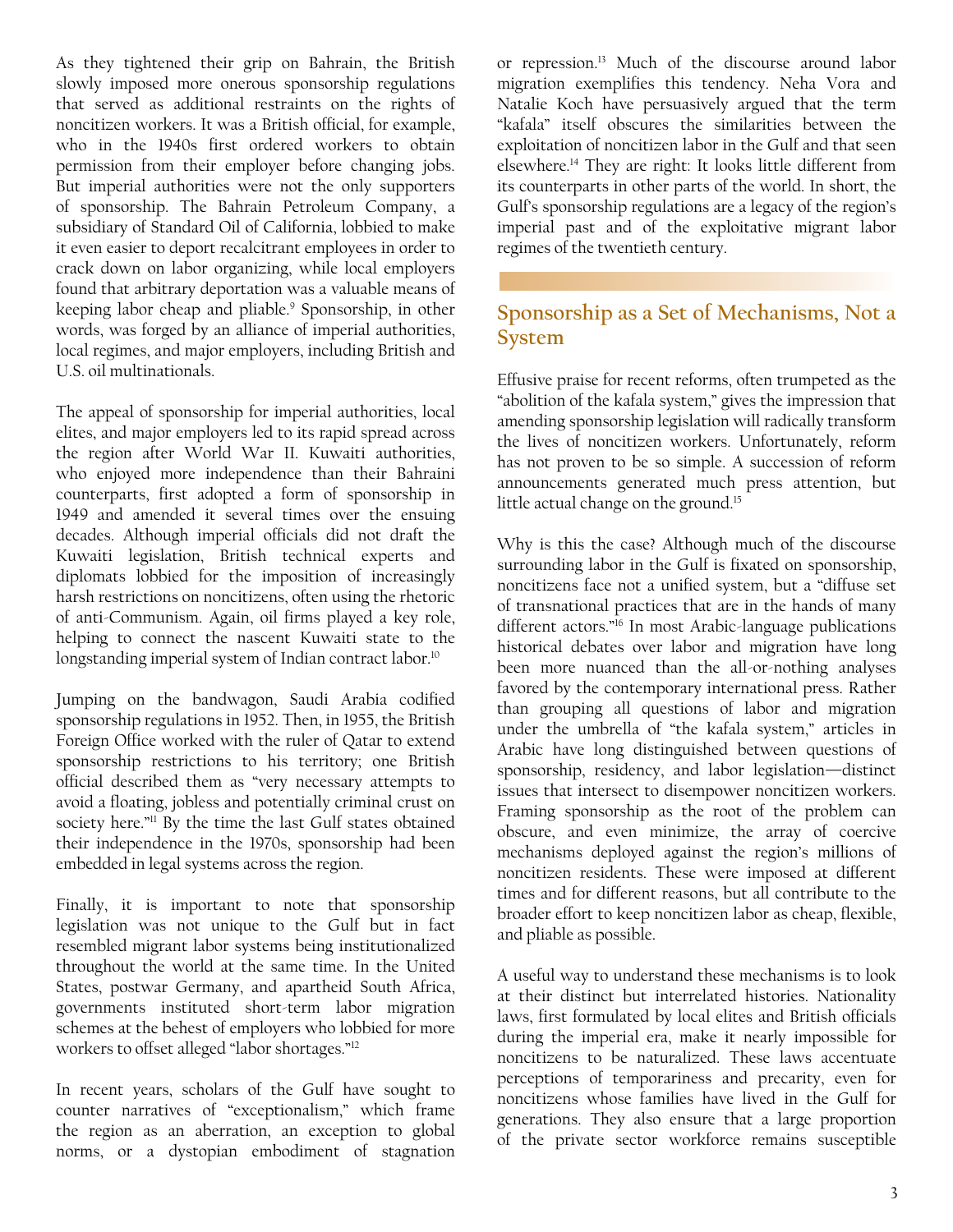As they tightened their grip on Bahrain, the British slowly imposed more onerous sponsorship regulations that served as additional restraints on the rights of noncitizen workers. It was a British official, for example, who in the 1940s first ordered workers to obtain permission from their employer before changing jobs. But imperial authorities were not the only supporters of sponsorship. The Bahrain Petroleum Company, a subsidiary of Standard Oil of California, lobbied to make it even easier to deport recalcitrant employees in order to crack down on labor organizing, while local employers found that arbitrary deportation was a valuable means of keeping labor cheap and pliable.[9] Sponsorship, in other words, was forged by an alliance of imperial authorities, local regimes, and major employers, including British and U.S. oil multinationals.

The appeal of sponsorship for imperial authorities, local elites, and major employers led to its rapid spread across the region after World War II. Kuwaiti authorities, who enjoyed more independence than their Bahraini counterparts, first adopted a form of sponsorship in 1949 and amended it several times over the ensuing decades. Although imperial officials did not draft the Kuwaiti legislation, British technical experts and diplomats lobbied for the imposition of increasingly harsh restrictions on noncitizens, often using the rhetoric of anti-Communism. Again, oil firms played a key role, helping to connect the nascent Kuwaiti state to the longstanding imperial system of Indian contract labor.[10]

Jumping on the bandwagon, Saudi Arabia codified sponsorship regulations in 1952. Then, in 1955, the British Foreign Office worked with the ruler of Qatar to extend sponsorship restrictions to his territory; one British official described them as "very necessary attempts to avoid a floating, jobless and potentially criminal crust on society here."[11] By the time the last Gulf states obtained their independence in the 1970s, sponsorship had been embedded in legal systems across the region.

Finally, it is important to note that sponsorship legislation was not unique to the Gulf but in fact resembled migrant labor systems being institutionalized throughout the world at the same time. In the United States, postwar Germany, and apartheid South Africa, governments instituted short-term labor migration schemes at the behest of employers who lobbied for more workers to offset alleged "labor shortages."[12]

In recent years, scholars of the Gulf have sought to counter narratives of "exceptionalism," which frame the region as an aberration, an exception to global norms, or a dystopian embodiment of stagnation or repression.[13] Much of the discourse around labor migration exemplifies this tendency. Neha Vora and Natalie Koch have persuasively argued that the term "kafala" itself obscures the similarities between the exploitation of noncitizen labor in the Gulf and that seen elsewhere.[14] They are right: It looks little different from its counterparts in other parts of the world. In short, the Gulf's sponsorship regulations are a legacy of the region's imperial past and of the exploitative migrant labor regimes of the twentieth century.

## Sponsorship as a Set of Mechanisms, Not a System

Effusive praise for recent reforms, often trumpeted as the "abolition of the kafala system," gives the impression that amending sponsorship legislation will radically transform the lives of noncitizen workers. Unfortunately, reform has not proven to be so simple. A succession of reform announcements generated much press attention, but little actual change on the ground.[15]

Why is this the case? Although much of the discourse surrounding labor in the Gulf is fixated on sponsorship, noncitizens face not a unified system, but a "diffuse set of transnational practices that are in the hands of many different actors."[16] In most Arabic-language publications historical debates over labor and migration have long been more nuanced than the all-or-nothing analyses favored by the contemporary international press. Rather than grouping all questions of labor and migration under the umbrella of "the kafala system," articles in Arabic have long distinguished between questions of sponsorship, residency, and labor legislation—distinct issues that intersect to disempower noncitizen workers. Framing sponsorship as the root of the problem can obscure, and even minimize, the array of coercive mechanisms deployed against the region's millions of noncitizen residents. These were imposed at different times and for different reasons, but all contribute to the broader effort to keep noncitizen labor as cheap, flexible, and pliable as possible.

A useful way to understand these mechanisms is to look at their distinct but interrelated histories. Nationality laws, first formulated by local elites and British officials during the imperial era, make it nearly impossible for noncitizens to be naturalized. These laws accentuate perceptions of temporariness and precarity, even for noncitizens whose families have lived in the Gulf for generations. They also ensure that a large proportion of the private sector workforce remains susceptible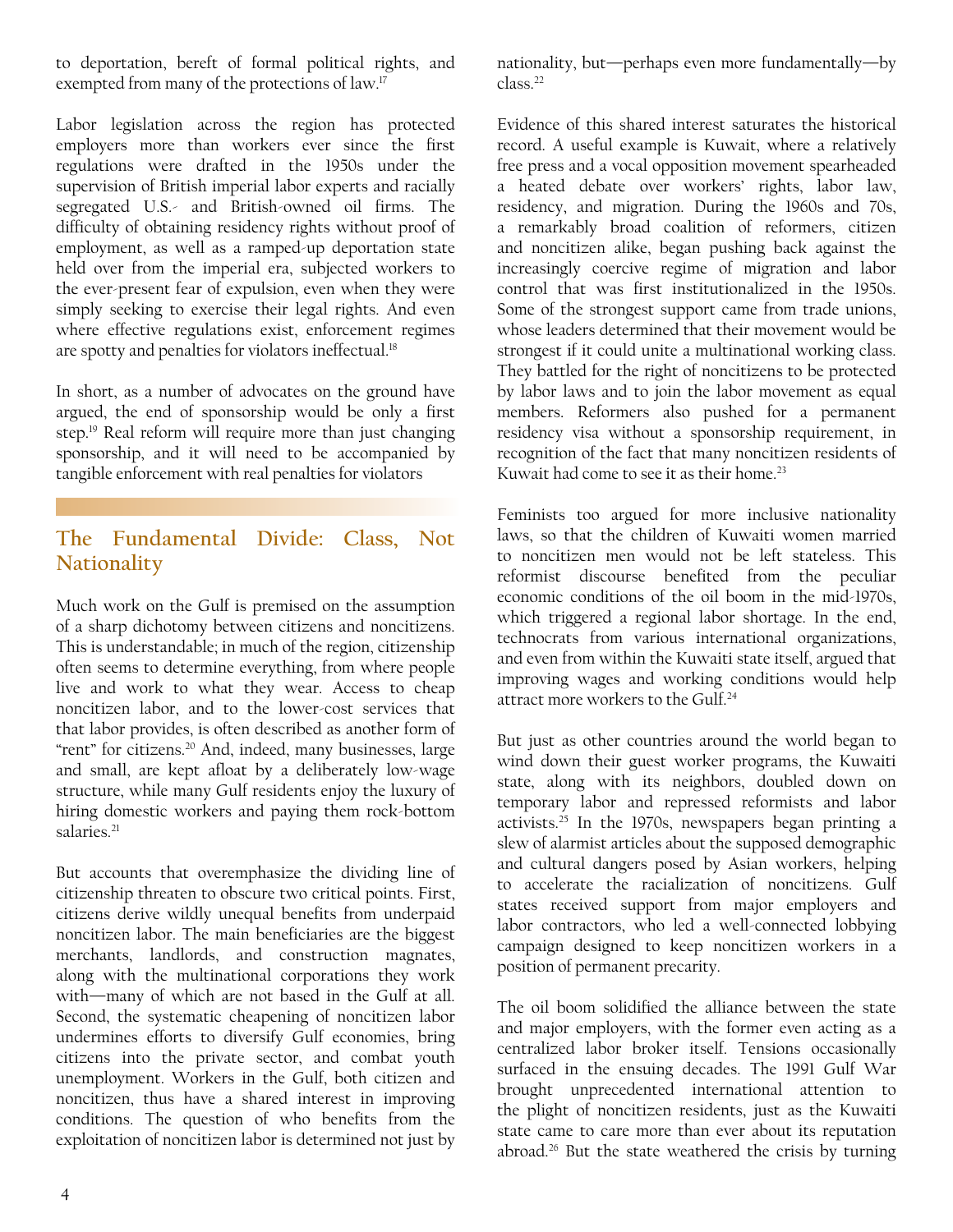to deportation, bereft of formal political rights, and exempted from many of the protections of law.[17]

Labor legislation across the region has protected employers more than workers ever since the first regulations were drafted in the 1950s under the supervision of British imperial labor experts and racially segregated U.S.- and British-owned oil firms. The difficulty of obtaining residency rights without proof of employment, as well as a ramped-up deportation state held over from the imperial era, subjected workers to the ever-present fear of expulsion, even when they were simply seeking to exercise their legal rights. And even where effective regulations exist, enforcement regimes are spotty and penalties for violators ineffectual.[18]

In short, as a number of advocates on the ground have argued, the end of sponsorship would be only a first step.[19] Real reform will require more than just changing sponsorship, and it will need to be accompanied by tangible enforcement with real penalties for violators

## The Fundamental Divide: Class, Not Nationality

Much work on the Gulf is premised on the assumption of a sharp dichotomy between citizens and noncitizens. This is understandable; in much of the region, citizenship often seems to determine everything, from where people live and work to what they wear. Access to cheap noncitizen labor, and to the lower-cost services that that labor provides, is often described as another form of "rent" for citizens.[20] And, indeed, many businesses, large and small, are kept afloat by a deliberately low-wage structure, while many Gulf residents enjoy the luxury of hiring domestic workers and paying them rock-bottom salaries.[21]

But accounts that overemphasize the dividing line of citizenship threaten to obscure two critical points. First, citizens derive wildly unequal benefits from underpaid noncitizen labor. The main beneficiaries are the biggest merchants, landlords, and construction magnates, along with the multinational corporations they work with—many of which are not based in the Gulf at all. Second, the systematic cheapening of noncitizen labor undermines efforts to diversify Gulf economies, bring citizens into the private sector, and combat youth unemployment. Workers in the Gulf, both citizen and noncitizen, thus have a shared interest in improving conditions. The question of who benefits from the exploitation of noncitizen labor is determined not just by nationality, but—perhaps even more fundamentally—by class.[22]

Evidence of this shared interest saturates the historical record. A useful example is Kuwait, where a relatively free press and a vocal opposition movement spearheaded a heated debate over workers' rights, labor law, residency, and migration. During the 1960s and 70s, a remarkably broad coalition of reformers, citizen and noncitizen alike, began pushing back against the increasingly coercive regime of migration and labor control that was first institutionalized in the 1950s. Some of the strongest support came from trade unions, whose leaders determined that their movement would be strongest if it could unite a multinational working class. They battled for the right of noncitizens to be protected by labor laws and to join the labor movement as equal members. Reformers also pushed for a permanent residency visa without a sponsorship requirement, in recognition of the fact that many noncitizen residents of Kuwait had come to see it as their home.[23]

Feminists too argued for more inclusive nationality laws, so that the children of Kuwaiti women married to noncitizen men would not be left stateless. This reformist discourse benefited from the peculiar economic conditions of the oil boom in the mid-1970s, which triggered a regional labor shortage. In the end, technocrats from various international organizations, and even from within the Kuwaiti state itself, argued that improving wages and working conditions would help attract more workers to the Gulf.[24]

But just as other countries around the world began to wind down their guest worker programs, the Kuwaiti state, along with its neighbors, doubled down on temporary labor and repressed reformists and labor activists.[25] In the 1970s, newspapers began printing a slew of alarmist articles about the supposed demographic and cultural dangers posed by Asian workers, helping to accelerate the racialization of noncitizens. Gulf states received support from major employers and labor contractors, who led a well-connected lobbying campaign designed to keep noncitizen workers in a position of permanent precarity.

The oil boom solidified the alliance between the state and major employers, with the former even acting as a centralized labor broker itself. Tensions occasionally surfaced in the ensuing decades. The 1991 Gulf War brought unprecedented international attention to the plight of noncitizen residents, just as the Kuwaiti state came to care more than ever about its reputation abroad.[26] But the state weathered the crisis by turning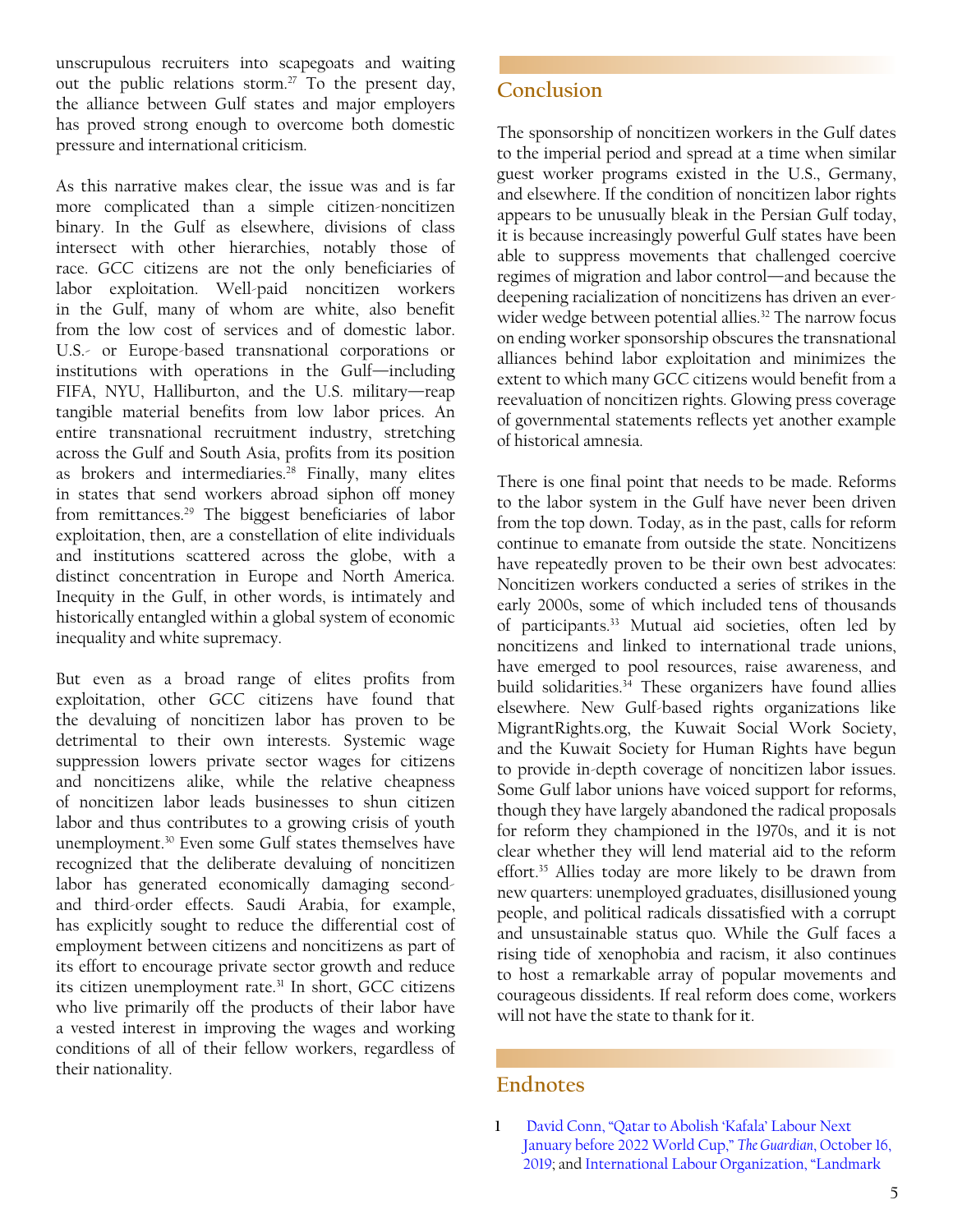unscrupulous recruiters into scapegoats and waiting out the public relations storm.[27] To the present day, the alliance between Gulf states and major employers has proved strong enough to overcome both domestic pressure and international criticism.

As this narrative makes clear, the issue was and is far more complicated than a simple citizen-noncitizen binary. In the Gulf as elsewhere, divisions of class intersect with other hierarchies, notably those of race. GCC citizens are not the only beneficiaries of labor exploitation. Well-paid noncitizen workers in the Gulf, many of whom are white, also benefit from the low cost of services and of domestic labor. U.S.- or Europe-based transnational corporations or institutions with operations in the Gulf—including FIFA, NYU, Halliburton, and the U.S. military—reap tangible material benefits from low labor prices. An entire transnational recruitment industry, stretching across the Gulf and South Asia, profits from its position as brokers and intermediaries.[28] Finally, many elites in states that send workers abroad siphon off money from remittances.[29] The biggest beneficiaries of labor exploitation, then, are a constellation of elite individuals and institutions scattered across the globe, with a distinct concentration in Europe and North America. Inequity in the Gulf, in other words, is intimately and historically entangled within a global system of economic inequality and white supremacy.

But even as a broad range of elites profits from exploitation, other GCC citizens have found that the devaluing of noncitizen labor has proven to be detrimental to their own interests. Systemic wage suppression lowers private sector wages for citizens and noncitizens alike, while the relative cheapness of noncitizen labor leads businesses to shun citizen labor and thus contributes to a growing crisis of youth unemployment.[30] Even some Gulf states themselves have recognized that the deliberate devaluing of noncitizen labor has generated economically damaging second- and third-order effects. Saudi Arabia, for example, has explicitly sought to reduce the differential cost of employment between citizens and noncitizens as part of its effort to encourage private sector growth and reduce its citizen unemployment rate.[31] In short, GCC citizens who live primarily off the products of their labor have a vested interest in improving the wages and working conditions of all of their fellow workers, regardless of their nationality.

## Conclusion

The sponsorship of noncitizen workers in the Gulf dates to the imperial period and spread at a time when similar guest worker programs existed in the U.S., Germany, and elsewhere. If the condition of noncitizen labor rights appears to be unusually bleak in the Persian Gulf today, it is because increasingly powerful Gulf states have been able to suppress movements that challenged coercive regimes of migration and labor control—and because the deepening racialization of noncitizens has driven an ever-wider wedge between potential allies.[32] The narrow focus on ending worker sponsorship obscures the transnational alliances behind labor exploitation and minimizes the extent to which many GCC citizens would benefit from a reevaluation of noncitizen rights. Glowing press coverage of governmental statements reflects yet another example of historical amnesia.

There is one final point that needs to be made. Reforms to the labor system in the Gulf have never been driven from the top down. Today, as in the past, calls for reform continue to emanate from outside the state. Noncitizens have repeatedly proven to be their own best advocates: Noncitizen workers conducted a series of strikes in the early 2000s, some of which included tens of thousands of participants.[33] Mutual aid societies, often led by noncitizens and linked to international trade unions, have emerged to pool resources, raise awareness, and build solidarities.[34] These organizers have found allies elsewhere. New Gulf-based rights organizations like MigrantRights.org, the Kuwait Social Work Society, and the Kuwait Society for Human Rights have begun to provide in-depth coverage of noncitizen labor issues. Some Gulf labor unions have voiced support for reforms, though they have largely abandoned the radical proposals for reform they championed in the 1970s, and it is not clear whether they will lend material aid to the reform effort.[35] Allies today are more likely to be drawn from new quarters: unemployed graduates, disillusioned young people, and political radicals dissatisfied with a corrupt and unsustainable status quo. While the Gulf faces a rising tide of xenophobia and racism, it also continues to host a remarkable array of popular movements and courageous dissidents. If real reform does come, workers will not have the state to thank for it.

## Endnotes

1 David Conn, "Qatar to Abolish 'Kafala' Labour Next January before 2022 World Cup," *The Guardian*, October 16, 2019; and International Labour Organization, "Landmark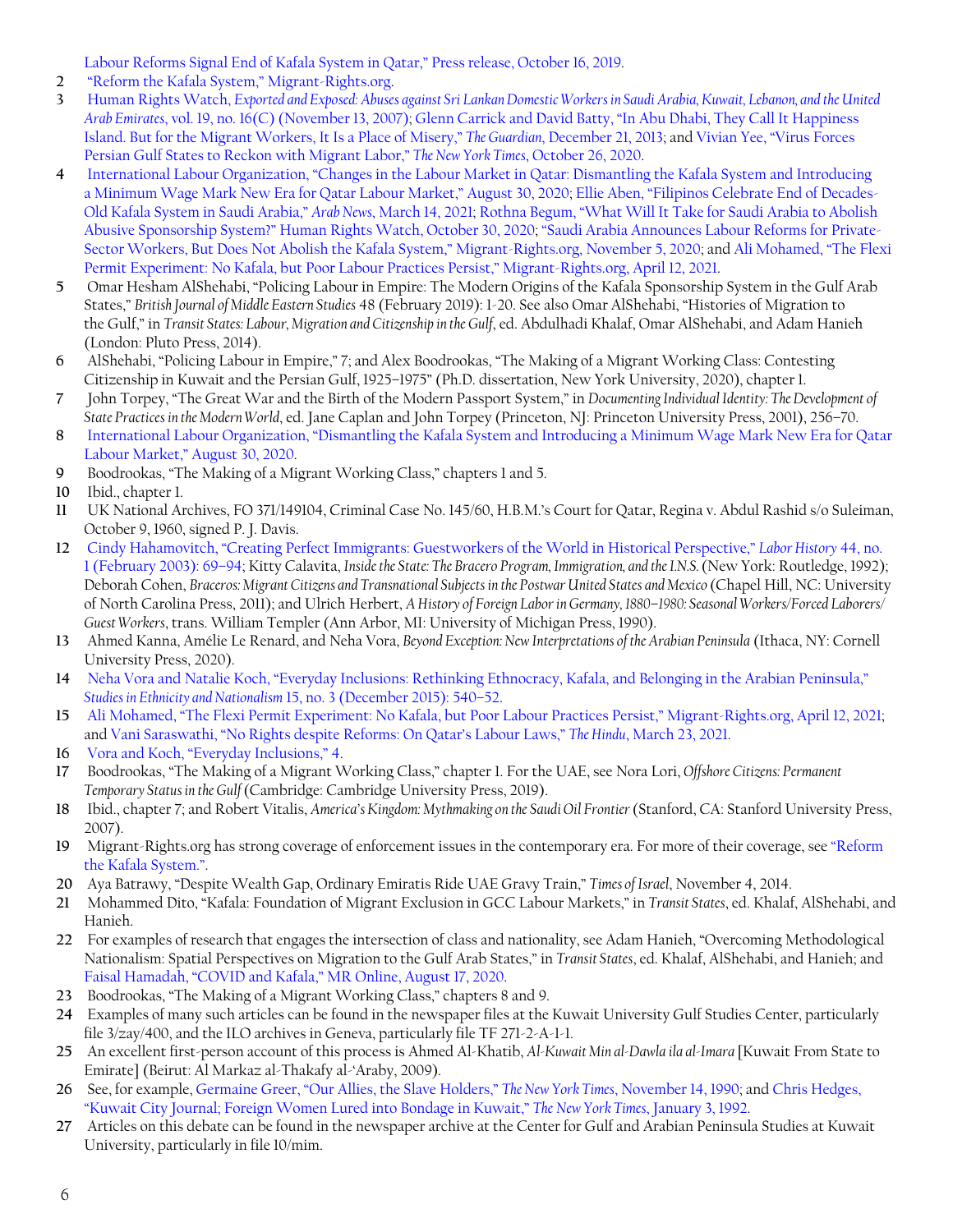Labour Reforms Signal End of Kafala System in Qatar," Press release, October 16, 2019.

2. "Reform the Kafala System," Migrant-Rights.org.
3. Human Rights Watch, *Exported and Exposed: Abuses against Sri Lankan Domestic Workers in Saudi Arabia, Kuwait, Lebanon, and the United Arab Emirates*, vol. 19, no. 16(C) (November 13, 2007); Glenn Carrick and David Batty, "In Abu Dhabi, They Call It Happiness Island. But for the Migrant Workers, It Is a Place of Misery," *The Guardian*, December 21, 2013; and Vivian Yee, "Virus Forces Persian Gulf States to Reckon with Migrant Labor," *The New York Times*, October 26, 2020.
4. International Labour Organization, "Changes in the Labour Market in Qatar: Dismantling the Kafala System and Introducing a Minimum Wage Mark New Era for Qatar Labour Market," August 30, 2020; Ellie Aben, "Filipinos Celebrate End of Decades-Old Kafala System in Saudi Arabia," *Arab News*, March 14, 2021; Rothna Begum, "What Will It Take for Saudi Arabia to Abolish Abusive Sponsorship System?" Human Rights Watch, October 30, 2020; "Saudi Arabia Announces Labour Reforms for Private-Sector Workers, But Does Not Abolish the Kafala System," Migrant-Rights.org, November 5, 2020; and Ali Mohamed, "The Flexi Permit Experiment: No Kafala, but Poor Labour Practices Persist," Migrant-Rights.org, April 12, 2021.
5. Omar Hesham AlShehabi, "Policing Labour in Empire: The Modern Origins of the Kafala Sponsorship System in the Gulf Arab States," *British Journal of Middle Eastern Studies* 48 (February 2019): 1-20. See also Omar AlShehabi, "Histories of Migration to the Gulf," in *Transit States: Labour, Migration and Citizenship in the Gulf*, ed. Abdulhadi Khalaf, Omar AlShehabi, and Adam Hanieh (London: Pluto Press, 2014).
6. AlShehabi, "Policing Labour in Empire," 7; and Alex Boodrookas, "The Making of a Migrant Working Class: Contesting Citizenship in Kuwait and the Persian Gulf, 1925–1975" (Ph.D. dissertation, New York University, 2020), chapter 1.
7. John Torpey, "The Great War and the Birth of the Modern Passport System," in *Documenting Individual Identity: The Development of State Practices in the Modern World*, ed. Jane Caplan and John Torpey (Princeton, NJ: Princeton University Press, 2001), 256–70.
8. International Labour Organization, "Dismantling the Kafala System and Introducing a Minimum Wage Mark New Era for Qatar Labour Market," August 30, 2020.
9. Boodrookas, "The Making of a Migrant Working Class," chapters 1 and 5.
10. Ibid., chapter 1.
11. UK National Archives, FO 371/149104, Criminal Case No. 145/60, H.B.M.'s Court for Qatar, Regina v. Abdul Rashid s/o Suleiman, October 9, 1960, signed P. J. Davis.
12. Cindy Hahamovitch, "Creating Perfect Immigrants: Guestworkers of the World in Historical Perspective," *Labor History* 44, no. 1 (February 2003): 69–94; Kitty Calavita, *Inside the State: The Bracero Program, Immigration, and the I.N.S.* (New York: Routledge, 1992); Deborah Cohen, *Braceros: Migrant Citizens and Transnational Subjects in the Postwar United States and Mexico* (Chapel Hill, NC: University of North Carolina Press, 2011); and Ulrich Herbert, *A History of Foreign Labor in Germany, 1880–1980: Seasonal Workers/Forced Laborers/Guest Workers*, trans. William Templer (Ann Arbor, MI: University of Michigan Press, 1990).
13. Ahmed Kanna, Amélie Le Renard, and Neha Vora, *Beyond Exception: New Interpretations of the Arabian Peninsula* (Ithaca, NY: Cornell University Press, 2020).
14. Neha Vora and Natalie Koch, "Everyday Inclusions: Rethinking Ethnocracy, Kafala, and Belonging in the Arabian Peninsula," *Studies in Ethnicity and Nationalism* 15, no. 3 (December 2015): 540–52.
15. Ali Mohamed, "The Flexi Permit Experiment: No Kafala, but Poor Labour Practices Persist," Migrant-Rights.org, April 12, 2021; and Vani Saraswathi, "No Rights despite Reforms: On Qatar's Labour Laws," *The Hindu*, March 23, 2021.
16. Vora and Koch, "Everyday Inclusions," 4.
17. Boodrookas, "The Making of a Migrant Working Class," chapter 1. For the UAE, see Nora Lori, *Offshore Citizens: Permanent Temporary Status in the Gulf* (Cambridge: Cambridge University Press, 2019).
18. Ibid., chapter 7; and Robert Vitalis, *America's Kingdom: Mythmaking on the Saudi Oil Frontier* (Stanford, CA: Stanford University Press, 2007).
19. Migrant-Rights.org has strong coverage of enforcement issues in the contemporary era. For more of their coverage, see "Reform the Kafala System.".
20. Aya Batrawy, "Despite Wealth Gap, Ordinary Emiratis Ride UAE Gravy Train," *Times of Israel*, November 4, 2014.
21. Mohammed Dito, "Kafala: Foundation of Migrant Exclusion in GCC Labour Markets," in *Transit States*, ed. Khalaf, AlShehabi, and Hanieh.
22. For examples of research that engages the intersection of class and nationality, see Adam Hanieh, "Overcoming Methodological Nationalism: Spatial Perspectives on Migration to the Gulf Arab States," in *Transit States*, ed. Khalaf, AlShehabi, and Hanieh; and Faisal Hamadah, "COVID and Kafala," MR Online, August 17, 2020.
23. Boodrookas, "The Making of a Migrant Working Class," chapters 8 and 9.
24. Examples of many such articles can be found in the newspaper files at the Kuwait University Gulf Studies Center, particularly file 3/zay/400, and the ILO archives in Geneva, particularly file TF 271-2-A-1-1.
25. An excellent first-person account of this process is Ahmed Al-Khatib, *Al-Kuwait Min al-Dawla ila al-Imara* [Kuwait From State to Emirate] (Beirut: Al Markaz al-Thakafy al-'Araby, 2009).
26. See, for example, Germaine Greer, "Our Allies, the Slave Holders," *The New York Times*, November 14, 1990; and Chris Hedges, "Kuwait City Journal; Foreign Women Lured into Bondage in Kuwait," *The New York Times*, January 3, 1992.
27. Articles on this debate can be found in the newspaper archive at the Center for Gulf and Arabian Peninsula Studies at Kuwait University, particularly in file 10/mim.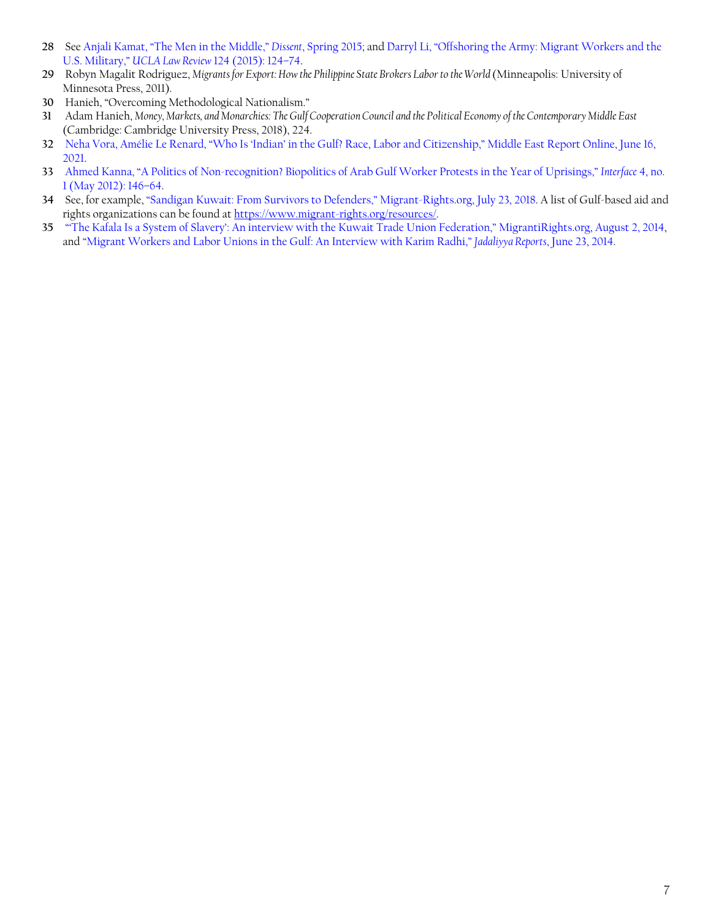28 See Anjali Kamat, "The Men in the Middle," *Dissent*, Spring 2015; and Darryl Li, "Offshoring the Army: Migrant Workers and the U.S. Military," *UCLA Law Review* 124 (2015): 124–74.

29 Robyn Magalit Rodriguez, *Migrants for Export: How the Philippine State Brokers Labor to the World* (Minneapolis: University of Minnesota Press, 2011).

30 Hanieh, "Overcoming Methodological Nationalism."

31 Adam Hanieh, *Money, Markets, and Monarchies: The Gulf Cooperation Council and the Political Economy of the Contemporary Middle East* (Cambridge: Cambridge University Press, 2018), 224.

32 Neha Vora, Amélie Le Renard, "Who Is 'Indian' in the Gulf? Race, Labor and Citizenship," Middle East Report Online, June 16, 2021.

33 Ahmed Kanna, "A Politics of Non-recognition? Biopolitics of Arab Gulf Worker Protests in the Year of Uprisings," *Interface* 4, no. 1 (May 2012): 146–64.

34 See, for example, "Sandigan Kuwait: From Survivors to Defenders," Migrant-Rights.org, July 23, 2018. A list of Gulf-based aid and rights organizations can be found at https://www.migrant-rights.org/resources/.

35 "'The Kafala Is a System of Slavery': An interview with the Kuwait Trade Union Federation," MigrantiRights.org, August 2, 2014, and "Migrant Workers and Labor Unions in the Gulf: An Interview with Karim Radhi," *Jadaliyya Reports*, June 23, 2014.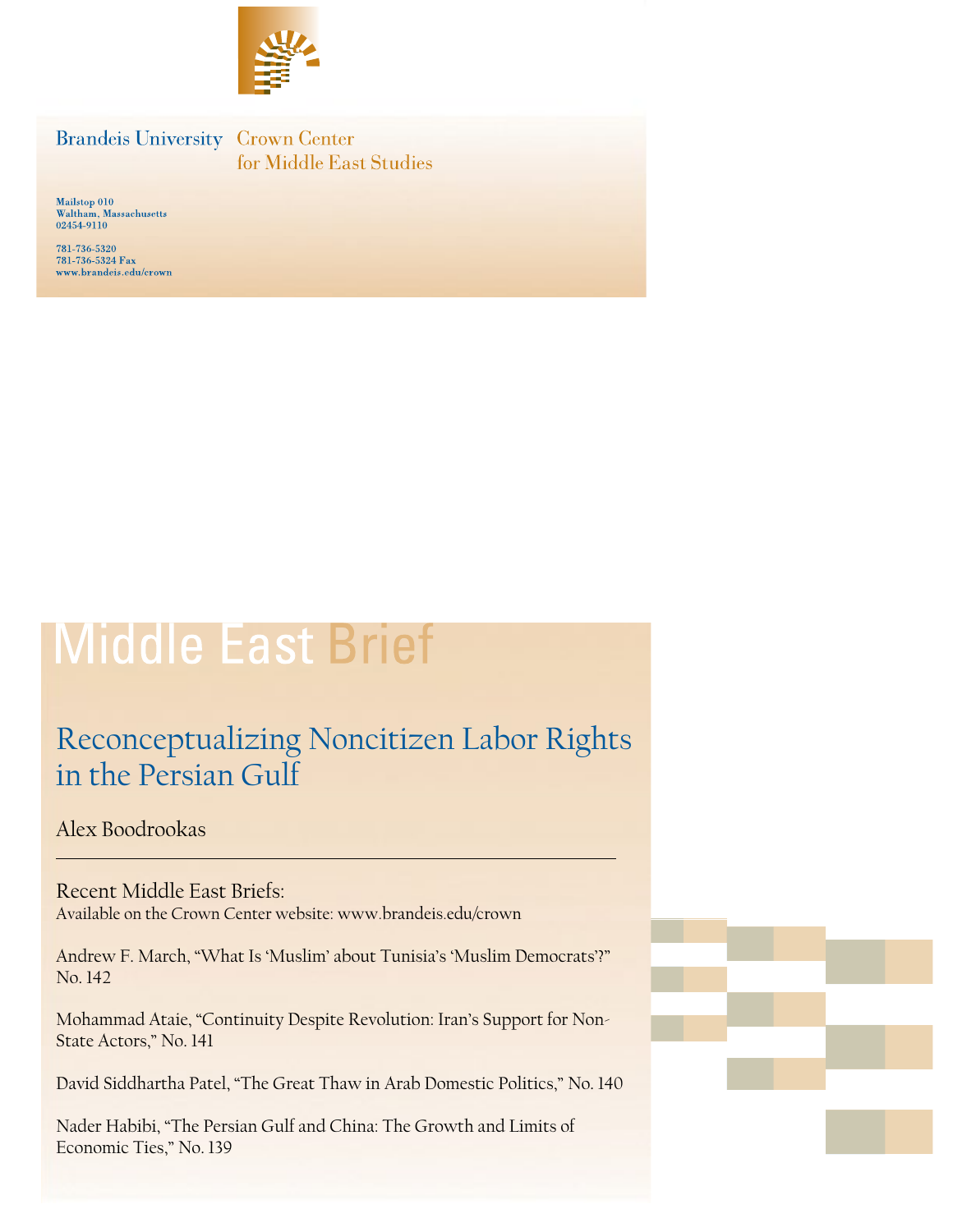Brandeis University Crown Center for Middle East Studies

Mailstop 010
Waltham, Massachusetts
02454-9110

781-736-5320
781-736-5324 Fax
www.brandeis.edu/crown

# Middle East Brief

## Reconceptualizing Noncitizen Labor Rights in the Persian Gulf

Alex Boodrookas

---

Recent Middle East Briefs:
Available on the Crown Center website: www.brandeis.edu/crown

Andrew F. March, "What Is 'Muslim' about Tunisia's 'Muslim Democrats'?" No. 142

Mohammad Ataie, "Continuity Despite Revolution: Iran's Support for Non-State Actors," No. 141

David Siddhartha Patel, "The Great Thaw in Arab Domestic Politics," No. 140

Nader Habibi, "The Persian Gulf and China: The Growth and Limits of Economic Ties," No. 139